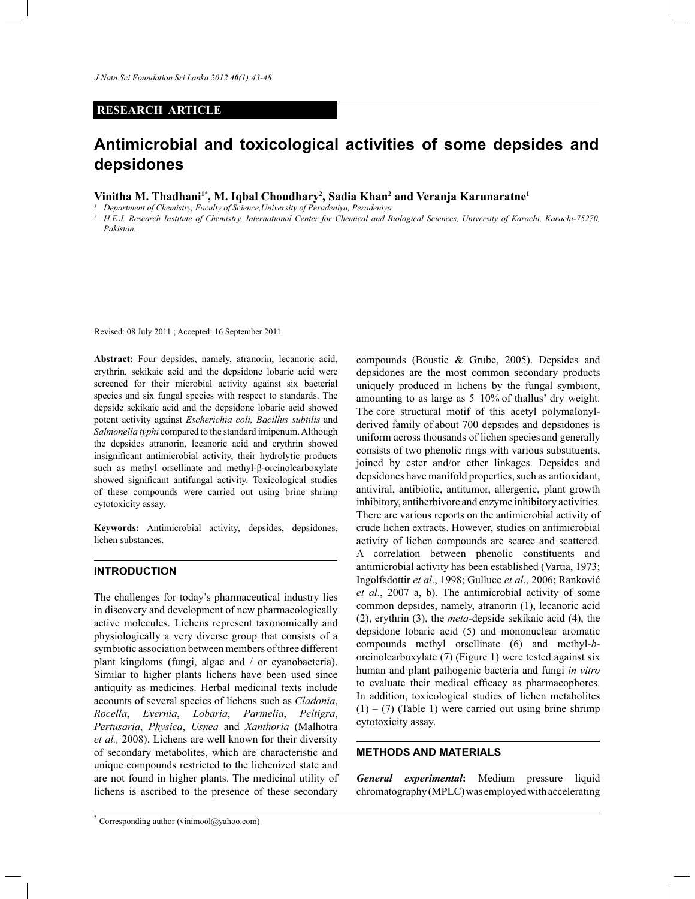RESEARCH ARTICLE

# Antimicrobial and toxicological activities of some depsides and depsidones

**Vinitha M. Thadhani[1*], M. Iqbal Choudhary[2], Sadia Khan[2] and Veranja Karunaratne[1]**

[1] *Department of Chemistry, Faculty of Science, University of Peradeniya, Peradeniya.*

[2] *H.E.J. Research Institute of Chemistry, International Center for Chemical and Biological Sciences, University of Karachi, Karachi-75270, Pakistan.*

Revised: 08 July 2011 ; Accepted: 16 September 2011

**Abstract:** Four depsides, namely, atranorin, lecanoric acid, erythrin, sekikaic acid and the depsidone lobaric acid were screened for their microbial activity against six bacterial species and six fungal species with respect to standards. The depside sekikaic acid and the depsidone lobaric acid showed potent activity against *Escherichia coli, Bacillus subtilis* and *Salmonella typhi* compared to the standard imipenum. Although the depsides atranorin, lecanoric acid and erythrin showed insignificant antimicrobial activity, their hydrolytic products such as methyl orsellinate and methyl-β-orcinolcarboxylate showed significant antifungal activity. Toxicological studies of these compounds were carried out using brine shrimp cytotoxicity assay.

**Keywords:** Antimicrobial activity, depsides, depsidones, lichen substances.

## INTRODUCTION

The challenges for today's pharmaceutical industry lies in discovery and development of new pharmacologically active molecules. Lichens represent taxonomically and physiologically a very diverse group that consists of a symbiotic association between members of three different plant kingdoms (fungi, algae and / or cyanobacteria). Similar to higher plants lichens have been used since antiquity as medicines. Herbal medicinal texts include accounts of several species of lichens such as *Cladonia*, *Rocella*, *Evernia*, *Lobaria*, *Parmelia*, *Peltigra*, *Pertusaria*, *Physica*, *Usnea* and *Xanthoria* (Malhotra *et al.,* 2008). Lichens are well known for their diversity of secondary metabolites, which are characteristic and unique compounds restricted to the lichenized state and are not found in higher plants. The medicinal utility of lichens is ascribed to the presence of these secondary compounds (Boustie & Grube, 2005). Depsides and depsidones are the most common secondary products uniquely produced in lichens by the fungal symbiont, amounting to as large as 5–10% of thallus' dry weight. The core structural motif of this acetyl polymalonyl-derived family of about 700 depsides and depsidones is uniform across thousands of lichen species and generally consists of two phenolic rings with various substituents, joined by ester and/or ether linkages. Depsides and depsidones have manifold properties, such as antioxidant, antiviral, antibiotic, antitumor, allergenic, plant growth inhibitory, antiherbivore and enzyme inhibitory activities. There are various reports on the antimicrobial activity of crude lichen extracts. However, studies on antimicrobial activity of lichen compounds are scarce and scattered. A correlation between phenolic constituents and antimicrobial activity has been established (Vartia, 1973; Ingolfsdottir *et al*., 1998; Gulluce *et al*., 2006; Ranković *et al*., 2007 a, b). The antimicrobial activity of some common depsides, namely, atranorin (1), lecanoric acid (2), erythrin (3), the *meta*-depside sekikaic acid (4), the depsidone lobaric acid (5) and mononuclear aromatic compounds methyl orsellinate (6) and methyl-*b*-orcinolcarboxylate (7) (Figure 1) were tested against six human and plant pathogenic bacteria and fungi *in vitro* to evaluate their medical efficacy as pharmacophores. In addition, toxicological studies of lichen metabolites (1) – (7) (Table 1) were carried out using brine shrimp cytotoxicity assay.

## METHODS AND MATERIALS

***General experimental*:** Medium pressure liquid chromatography (MPLC) was employed with accelerating

* Corresponding author (vinimool@yahoo.com)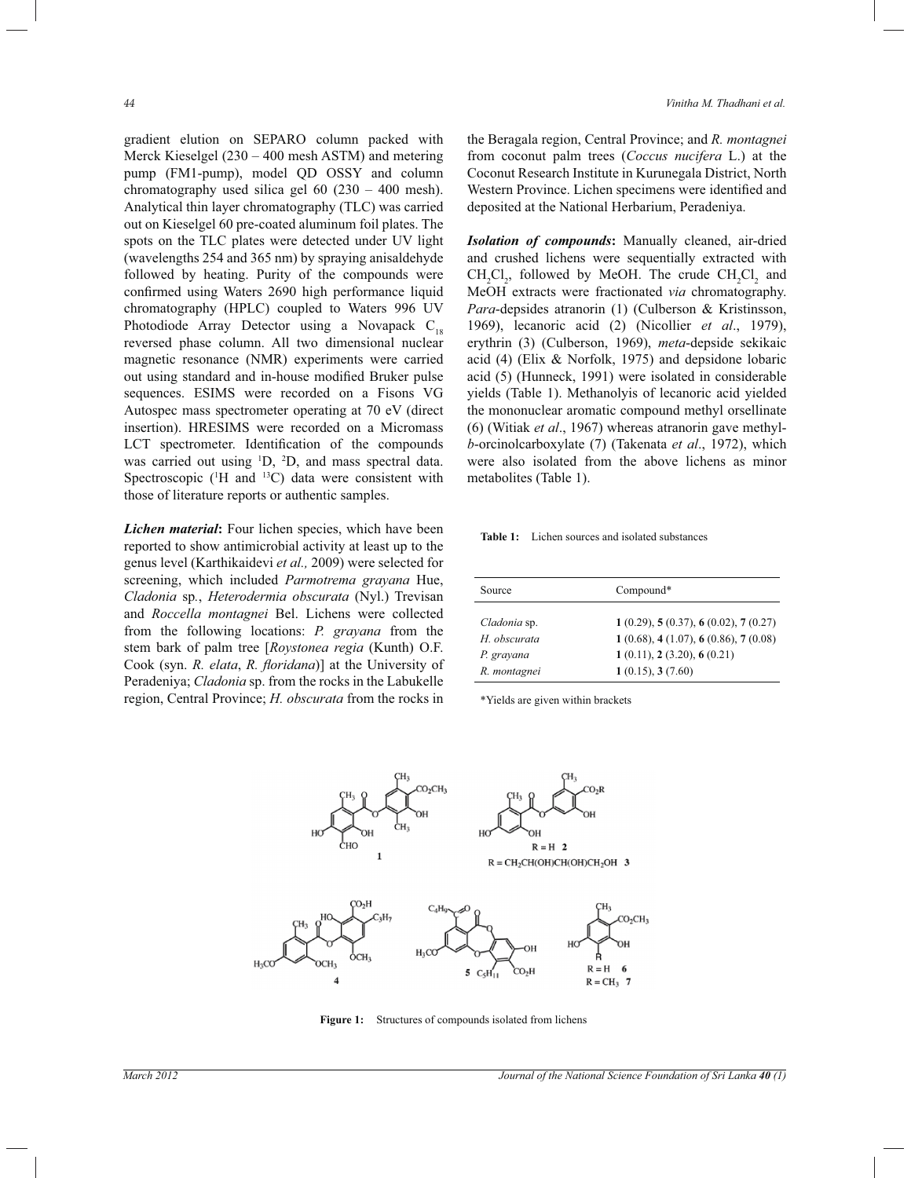gradient elution on SEPARO column packed with Merck Kieselgel (230 – 400 mesh ASTM) and metering pump (FM1-pump), model QD OSSY and column chromatography used silica gel 60 (230 – 400 mesh). Analytical thin layer chromatography (TLC) was carried out on Kieselgel 60 pre-coated aluminum foil plates. The spots on the TLC plates were detected under UV light (wavelengths 254 and 365 nm) by spraying anisaldehyde followed by heating. Purity of the compounds were confirmed using Waters 2690 high performance liquid chromatography (HPLC) coupled to Waters 996 UV Photodiode Array Detector using a Novapack $C_{18}$ reversed phase column. All two dimensional nuclear magnetic resonance (NMR) experiments were carried out using standard and in-house modified Bruker pulse sequences. ESIMS were recorded on a Fisons VG Autospec mass spectrometer operating at 70 eV (direct insertion). HRESIMS were recorded on a Micromass LCT spectrometer. Identification of the compounds was carried out using $^1$D, $^2$D, and mass spectral data. Spectroscopic ($^1$H and $^{13}$C) data were consistent with those of literature reports or authentic samples.

***Lichen material*:** Four lichen species, which have been reported to show antimicrobial activity at least up to the genus level (Karthikaidevi *et al.,* 2009) were selected for screening, which included *Parmotrema grayana* Hue, *Cladonia* sp., *Heterodermia obscurata* (Nyl.) Trevisan and *Roccella montagnei* Bel. Lichens were collected from the following locations: *P. grayana* from the stem bark of palm tree [*Roystonea regia* (Kunth) O.F. Cook (syn. *R. elata*, *R. floridana*)] at the University of Peradeniya; *Cladonia* sp. from the rocks in the Labukelle region, Central Province; *H. obscurata* from the rocks in the Beragala region, Central Province; and *R. montagnei* from coconut palm trees (*Coccus nucifera* L.) at the Coconut Research Institute in Kurunegala District, North Western Province. Lichen specimens were identified and deposited at the National Herbarium, Peradeniya.

***Isolation of compounds*:** Manually cleaned, air-dried and crushed lichens were sequentially extracted with $CH_2Cl_2$, followed by MeOH. The crude $CH_2Cl_2$ and MeOH extracts were fractionated *via* chromatography. *Para*-depsides atranorin (1) (Culberson & Kristinsson, 1969), lecanoric acid (2) (Nicollier *et al*., 1979), erythrin (3) (Culberson, 1969), *meta*-depside sekikaic acid (4) (Elix & Norfolk, 1975) and depsidone lobaric acid (5) (Hunneck, 1991) were isolated in considerable yields (Table 1). Methanolyis of lecanoric acid yielded the mononuclear aromatic compound methyl orsellinate (6) (Witiak *et al*., 1967) whereas atranorin gave methyl-*b*-orcinolcarboxylate (7) (Takenata *et al*., 1972), which were also isolated from the above lichens as minor metabolites (Table 1).

**Table 1:** Lichen sources and isolated substances

| Source | Compound* |
|---|---|
| *Cladonia* sp. | **1** (0.29), **5** (0.37), **6** (0.02), **7** (0.27) |
| *H. obscurata* | **1** (0.68), **4** (1.07), **6** (0.86), **7** (0.08) |
| *P. grayana* | **1** (0.11), **2** (3.20), **6** (0.21) |
| *R. montagnei* | **1** (0.15), **3** (7.60) |

*Yields are given within brackets

**Figure 1:** Structures of compounds isolated from lichens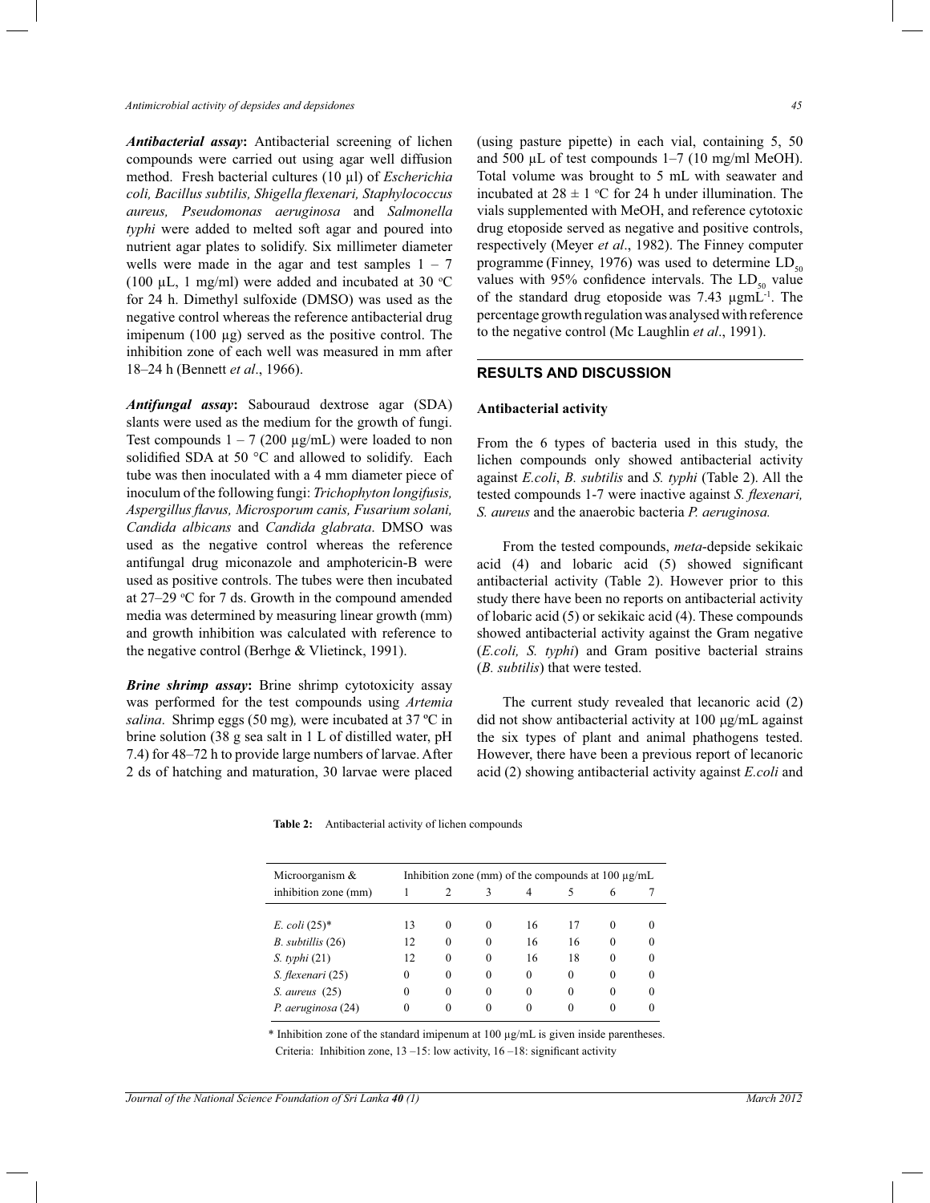***Antibacterial assay*****:** Antibacterial screening of lichen compounds were carried out using agar well diffusion method. Fresh bacterial cultures (10 µl) of *Escherichia coli, Bacillus subtilis, Shigella flexenari, Staphylococcus aureus, Pseudomonas aeruginosa* and *Salmonella typhi* were added to melted soft agar and poured into nutrient agar plates to solidify. Six millimeter diameter wells were made in the agar and test samples 1 – 7 (100 µL, 1 mg/ml) were added and incubated at 30 °C for 24 h. Dimethyl sulfoxide (DMSO) was used as the negative control whereas the reference antibacterial drug imipenum (100 µg) served as the positive control. The inhibition zone of each well was measured in mm after 18–24 h (Bennett *et al*., 1966).

***Antifungal assay*****:** Sabouraud dextrose agar (SDA) slants were used as the medium for the growth of fungi. Test compounds 1 – 7 (200 µg/mL) were loaded to non solidified SDA at 50 °C and allowed to solidify. Each tube was then inoculated with a 4 mm diameter piece of inoculum of the following fungi: *Trichophyton longifusis, Aspergillus flavus, Microsporum canis, Fusarium solani, Candida albicans* and *Candida glabrata*. DMSO was used as the negative control whereas the reference antifungal drug miconazole and amphotericin-B were used as positive controls. The tubes were then incubated at 27–29 °C for 7 ds. Growth in the compound amended media was determined by measuring linear growth (mm) and growth inhibition was calculated with reference to the negative control (Berhge & Vlietinck, 1991).

***Brine shrimp assay*****:** Brine shrimp cytotoxicity assay was performed for the test compounds using *Artemia salina*. Shrimp eggs (50 mg)*,* were incubated at 37 ºC in brine solution (38 g sea salt in 1 L of distilled water, pH 7.4) for 48–72 h to provide large numbers of larvae. After 2 ds of hatching and maturation, 30 larvae were placed (using pasture pipette) in each vial, containing 5, 50 and 500 µL of test compounds 1–7 (10 mg/ml MeOH). Total volume was brought to 5 mL with seawater and incubated at 28 ± 1 °C for 24 h under illumination. The vials supplemented with MeOH, and reference cytotoxic drug etoposide served as negative and positive controls, respectively (Meyer *et al*., 1982). The Finney computer programme (Finney, 1976) was used to determine $LD_{50}$ values with 95% confidence intervals. The $LD_{50}$ value of the standard drug etoposide was 7.43 µg$mL^{-1}$. The percentage growth regulation was analysed with reference to the negative control (Mc Laughlin *et al*., 1991).

## RESULTS AND DISCUSSION

### Antibacterial activity

From the 6 types of bacteria used in this study, the lichen compounds only showed antibacterial activity against *E.coli*, *B. subtilis* and *S. typhi* (Table 2). All the tested compounds 1-7 were inactive against *S. flexenari, S. aureus* and the anaerobic bacteria *P. aeruginosa.*

From the tested compounds, *meta*-depside sekikaic acid (4) and lobaric acid (5) showed significant antibacterial activity (Table 2). However prior to this study there have been no reports on antibacterial activity of lobaric acid (5) or sekikaic acid (4). These compounds showed antibacterial activity against the Gram negative (*E.coli, S. typhi*) and Gram positive bacterial strains (*B. subtilis*) that were tested.

The current study revealed that lecanoric acid (2) did not show antibacterial activity at 100 µg/mL against the six types of plant and animal phathogens tested. However, there have been a previous report of lecanoric acid (2) showing antibacterial activity against *E.coli* and

**Table 2:** Antibacterial activity of lichen compounds

| Microorganism & inhibition zone (mm) | Inhibition zone (mm) of the compounds at 100 µg/mL | | | | | | |
|---|---|---|---|---|---|---|---|
| | 1 | 2 | 3 | 4 | 5 | 6 | 7 |
| *E. coli* (25)* | 13 | 0 | 0 | 16 | 17 | 0 | 0 |
| *B. subtillis* (26) | 12 | 0 | 0 | 16 | 16 | 0 | 0 |
| *S. typhi* (21) | 12 | 0 | 0 | 16 | 18 | 0 | 0 |
| *S. flexenari* (25) | 0 | 0 | 0 | 0 | 0 | 0 | 0 |
| *S. aureus* (25) | 0 | 0 | 0 | 0 | 0 | 0 | 0 |
| *P. aeruginosa* (24) | 0 | 0 | 0 | 0 | 0 | 0 | 0 |

\* Inhibition zone of the standard imipenum at 100 µg/mL is given inside parentheses.
Criteria: Inhibition zone, 13 –15: low activity, 16 –18: significant activity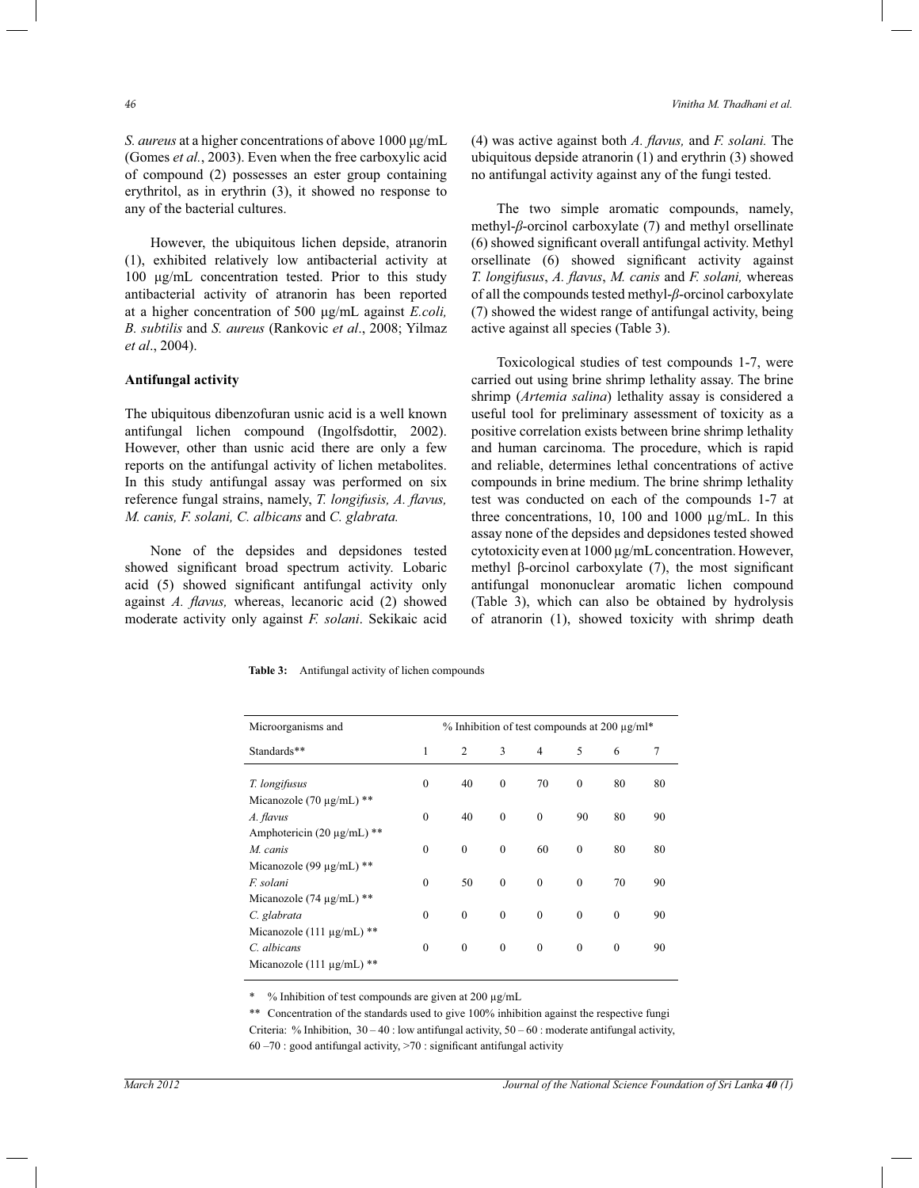*S. aureus* at a higher concentrations of above 1000 µg/mL (Gomes *et al.*, 2003). Even when the free carboxylic acid of compound (2) possesses an ester group containing erythritol, as in erythrin (3), it showed no response to any of the bacterial cultures.

However, the ubiquitous lichen depside, atranorin (1), exhibited relatively low antibacterial activity at 100 µg/mL concentration tested. Prior to this study antibacterial activity of atranorin has been reported at a higher concentration of 500 µg/mL against *E.coli, B. subtilis* and *S. aureus* (Rankovic *et al*., 2008; Yilmaz *et al*., 2004).

**Antifungal activity**

The ubiquitous dibenzofuran usnic acid is a well known antifungal lichen compound (Ingolfsdottir, 2002). However, other than usnic acid there are only a few reports on the antifungal activity of lichen metabolites. In this study antifungal assay was performed on six reference fungal strains, namely, *T. longifusis, A. flavus, M. canis, F. solani, C. albicans* and *C. glabrata.*

None of the depsides and depsidones tested showed significant broad spectrum activity. Lobaric acid (5) showed significant antifungal activity only against *A. flavus,* whereas, lecanoric acid (2) showed moderate activity only against *F. solani*. Sekikaic acid (4) was active against both *A. flavus,* and *F. solani.* The ubiquitous depside atranorin (1) and erythrin (3) showed no antifungal activity against any of the fungi tested.

The two simple aromatic compounds, namely, methyl-*β*-orcinol carboxylate (7) and methyl orsellinate (6) showed significant overall antifungal activity. Methyl orsellinate (6) showed significant activity against *T. longifusus*, *A. flavus*, *M. canis* and *F. solani,* whereas of all the compounds tested methyl-*β*-orcinol carboxylate (7) showed the widest range of antifungal activity, being active against all species (Table 3).

Toxicological studies of test compounds 1-7, were carried out using brine shrimp lethality assay. The brine shrimp (*Artemia salina*) lethality assay is considered a useful tool for preliminary assessment of toxicity as a positive correlation exists between brine shrimp lethality and human carcinoma. The procedure, which is rapid and reliable, determines lethal concentrations of active compounds in brine medium. The brine shrimp lethality test was conducted on each of the compounds 1-7 at three concentrations, 10, 100 and 1000 µg/mL. In this assay none of the depsides and depsidones tested showed cytotoxicity even at 1000 µg/mL concentration. However, methyl β-orcinol carboxylate (7), the most significant antifungal mononuclear aromatic lichen compound (Table 3), which can also be obtained by hydrolysis of atranorin (1), showed toxicity with shrimp death

**Table 3:** Antifungal activity of lichen compounds

| Microorganisms and Standards** | % Inhibition of test compounds at 200 µg/ml* | | | | | | |
|---|---|---|---|---|---|---|---|
| | 1 | 2 | 3 | 4 | 5 | 6 | 7 |
| *T. longifusus* | 0 | 40 | 0 | 70 | 0 | 80 | 80 |
| Micanozole (70 µg/mL) ** | | | | | | | |
| *A. flavus* | 0 | 40 | 0 | 0 | 90 | 80 | 90 |
| Amphotericin (20 µg/mL) ** | | | | | | | |
| *M. canis* | 0 | 0 | 0 | 60 | 0 | 80 | 80 |
| Micanozole (99 µg/mL) ** | | | | | | | |
| *F. solani* | 0 | 50 | 0 | 0 | 0 | 70 | 90 |
| Micanozole (74 µg/mL) ** | | | | | | | |
| *C. glabrata* | 0 | 0 | 0 | 0 | 0 | 0 | 90 |
| Micanozole (111 µg/mL) ** | | | | | | | |
| *C. albicans* | 0 | 0 | 0 | 0 | 0 | 0 | 90 |
| Micanozole (111 µg/mL) ** | | | | | | | |

\* % Inhibition of test compounds are given at 200 µg/mL

** Concentration of the standards used to give 100% inhibition against the respective fungi

Criteria: % Inhibition, 30 – 40 : low antifungal activity, 50 – 60 : moderate antifungal activity, 60 –70 : good antifungal activity, >70 : significant antifungal activity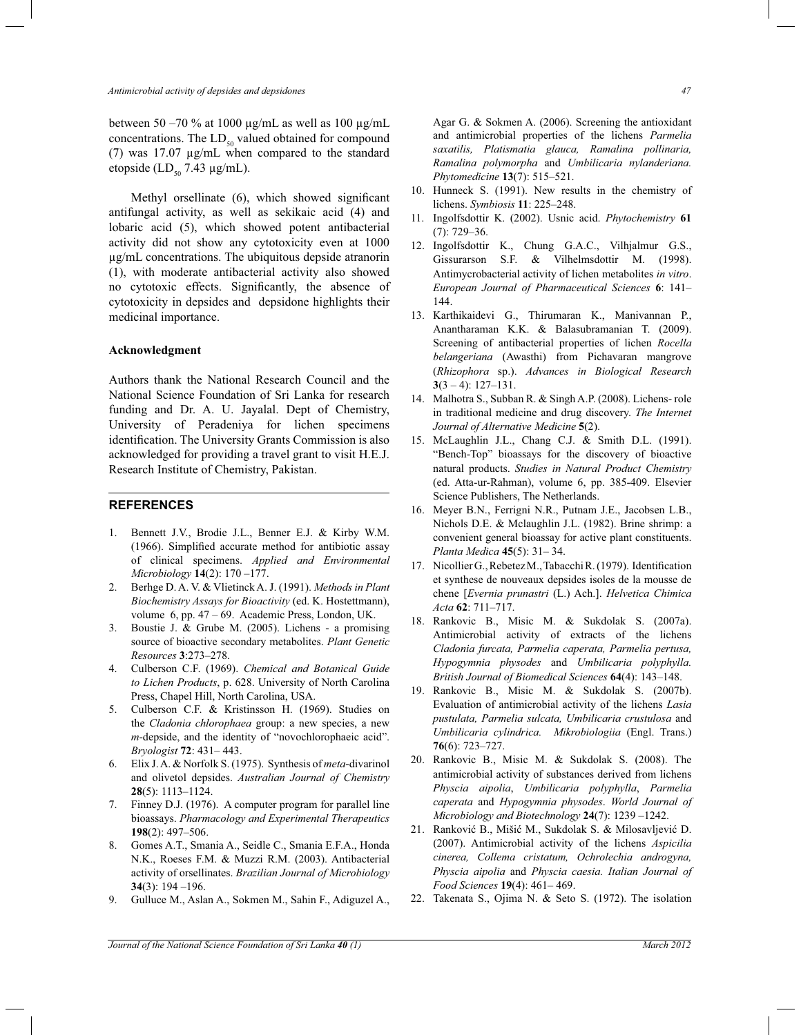between 50 –70 % at 1000 µg/mL as well as 100 µg/mL concentrations. The $LD_{50}$ valued obtained for compound (7) was 17.07 µg/mL when compared to the standard etopside ($LD_{50}$ 7.43 µg/mL).

Methyl orsellinate (6), which showed significant antifungal activity, as well as sekikaic acid (4) and lobaric acid (5), which showed potent antibacterial activity did not show any cytotoxicity even at 1000 µg/mL concentrations. The ubiquitous depside atranorin (1), with moderate antibacterial activity also showed no cytotoxic effects. Significantly, the absence of cytotoxicity in depsides and depsidone highlights their medicinal importance.

**Acknowledgment**

Authors thank the National Research Council and the National Science Foundation of Sri Lanka for research funding and Dr. A. U. Jayalal. Dept of Chemistry, University of Peradeniya for lichen specimens identification. The University Grants Commission is also acknowledged for providing a travel grant to visit H.E.J. Research Institute of Chemistry, Pakistan.

## REFERENCES

1. Bennett J.V., Brodie J.L., Benner E.J. & Kirby W.M. (1966). Simplified accurate method for antibiotic assay of clinical specimens. *Applied and Environmental Microbiology* **14**(2): 170 –177.
2. Berhge D. A. V. & Vlietinck A. J. (1991). *Methods in Plant Biochemistry Assays for Bioactivity* (ed. K. Hostettmann), volume 6, pp. 47 – 69. Academic Press, London, UK.
3. Boustie J. & Grube M. (2005). Lichens - a promising source of bioactive secondary metabolites. *Plant Genetic Resources* **3**:273–278.
4. Culberson C.F. (1969). *Chemical and Botanical Guide to Lichen Products*, p. 628. University of North Carolina Press, Chapel Hill, North Carolina, USA.
5. Culberson C.F. & Kristinsson H. (1969). Studies on the *Cladonia chlorophaea* group: a new species, a new *m*-depside, and the identity of "novochlorophaeic acid". *Bryologist* **72**: 431– 443.
6. Elix J. A. & Norfolk S. (1975). Synthesis of *meta*-divarinol and olivetol depsides. *Australian Journal of Chemistry* **28**(5): 1113–1124.
7. Finney D.J. (1976). A computer program for parallel line bioassays. *Pharmacology and Experimental Therapeutics* **198**(2): 497–506.
8. Gomes A.T., Smania A., Seidle C., Smania E.F.A., Honda N.K., Roeses F.M. & Muzzi R.M. (2003). Antibacterial activity of orsellinates. *Brazilian Journal of Microbiology* **34**(3): 194 –196.
9. Gulluce M., Aslan A., Sokmen M., Sahin F., Adiguzel A., Agar G. & Sokmen A. (2006). Screening the antioxidant and antimicrobial properties of the lichens *Parmelia saxatilis, Platismatia glauca, Ramalina pollinaria, Ramalina polymorpha* and *Umbilicaria nylanderiana. Phytomedicine* **13**(7): 515–521.
10. Hunneck S. (1991). New results in the chemistry of lichens. *Symbiosis* **11**: 225–248.
11. Ingolfsdottir K. (2002). Usnic acid. *Phytochemistry* **61** (7): 729–36.
12. Ingolfsdottir K., Chung G.A.C., Vilhjalmur G.S., Gissurarson S.F. & Vilhelmsdottir M. (1998). Antimycrobacterial activity of lichen metabolites *in vitro*. *European Journal of Pharmaceutical Sciences* **6**: 141–144.
13. Karthikaidevi G., Thirumaran K., Manivannan P., Anantharaman K.K. & Balasubramanian T. (2009). Screening of antibacterial properties of lichen *Rocella belangeriana* (Awasthi) from Pichavaran mangrove (*Rhizophora* sp.). *Advances in Biological Research* **3**(3 – 4): 127–131.
14. Malhotra S., Subban R. & Singh A.P. (2008). Lichens- role in traditional medicine and drug discovery. *The Internet Journal of Alternative Medicine* **5**(2).
15. McLaughlin J.L., Chang C.J. & Smith D.L. (1991). "Bench-Top" bioassays for the discovery of bioactive natural products. *Studies in Natural Product Chemistry* (ed. Atta-ur-Rahman), volume 6, pp. 385-409. Elsevier Science Publishers, The Netherlands.
16. Meyer B.N., Ferrigni N.R., Putnam J.E., Jacobsen L.B., Nichols D.E. & Mclaughlin J.L. (1982). Brine shrimp: a convenient general bioassay for active plant constituents. *Planta Medica* **45**(5): 31– 34.
17. Nicollier G., Rebetez M., Tabacchi R. (1979). Identification et synthese de nouveaux depsides isoles de la mousse de chene [*Evernia prunastri* (L.) Ach.]. *Helvetica Chimica Acta* **62**: 711–717.
18. Rankovic B., Misic M. & Sukdolak S. (2007a). Antimicrobial activity of extracts of the lichens *Cladonia furcata, Parmelia caperata, Parmelia pertusa, Hypogymnia physodes* and *Umbilicaria polyphylla. British Journal of Biomedical Sciences* **64**(4): 143–148.
19. Rankovic B., Misic M. & Sukdolak S. (2007b). Evaluation of antimicrobial activity of the lichens *Lasia pustulata, Parmelia sulcata, Umbilicaria crustulosa* and *Umbilicaria cylindrica. Mikrobiologiia* (Engl. Trans.) **76**(6): 723–727.
20. Rankovic B., Misic M. & Sukdolak S. (2008). The antimicrobial activity of substances derived from lichens *Physcia aipolia*, *Umbilicaria polyphylla*, *Parmelia caperata* and *Hypogymnia physodes*. *World Journal of Microbiology and Biotechnology* **24**(7): 1239 –1242.
21. Ranković B., Mišić M., Sukdolak S. & Milosavljević D. (2007). Antimicrobial activity of the lichens *Aspicilia cinerea, Collema cristatum, Ochrolechia androgyna, Physcia aipolia* and *Physcia caesia. Italian Journal of Food Sciences* **19**(4): 461– 469.
22. Takenata S., Ojima N. & Seto S. (1972). The isolation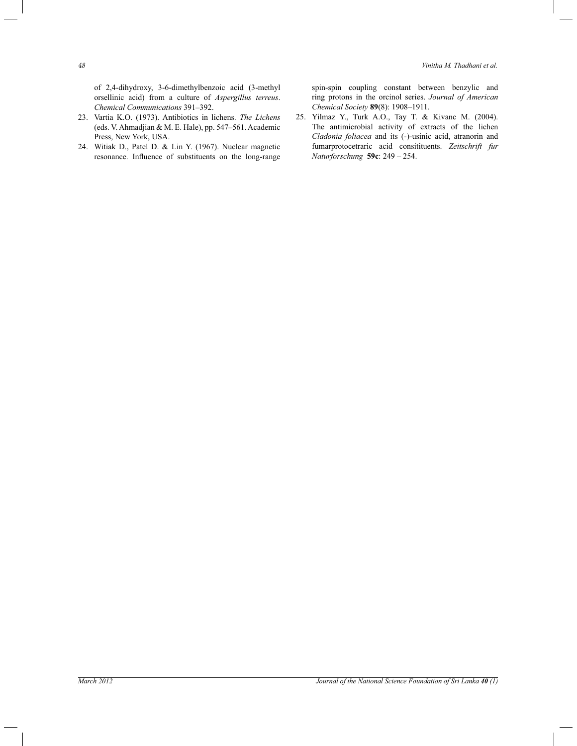of 2,4-dihydroxy, 3-6-dimethylbenzoic acid (3-methyl orsellinic acid) from a culture of *Aspergillus terreus*. *Chemical Communications* 391–392.

23. Vartia K.O. (1973). Antibiotics in lichens. *The Lichens* (eds. V. Ahmadjian & M. E. Hale), pp. 547–561. Academic Press, New York, USA.
24. Witiak D., Patel D. & Lin Y. (1967). Nuclear magnetic resonance. Influence of substituents on the long-range spin-spin coupling constant between benzylic and ring protons in the orcinol series. *Journal of American Chemical Society* **89**(8): 1908–1911.
25. Yilmaz Y., Turk A.O., Tay T. & Kivanc M. (2004). The antimicrobial activity of extracts of the lichen *Cladonia foliacea* and its (-)-usinic acid, atranorin and fumarprotocetraric acid consitituents. *Zeitschrift fur Naturforschung* **59c**: 249 – 254.